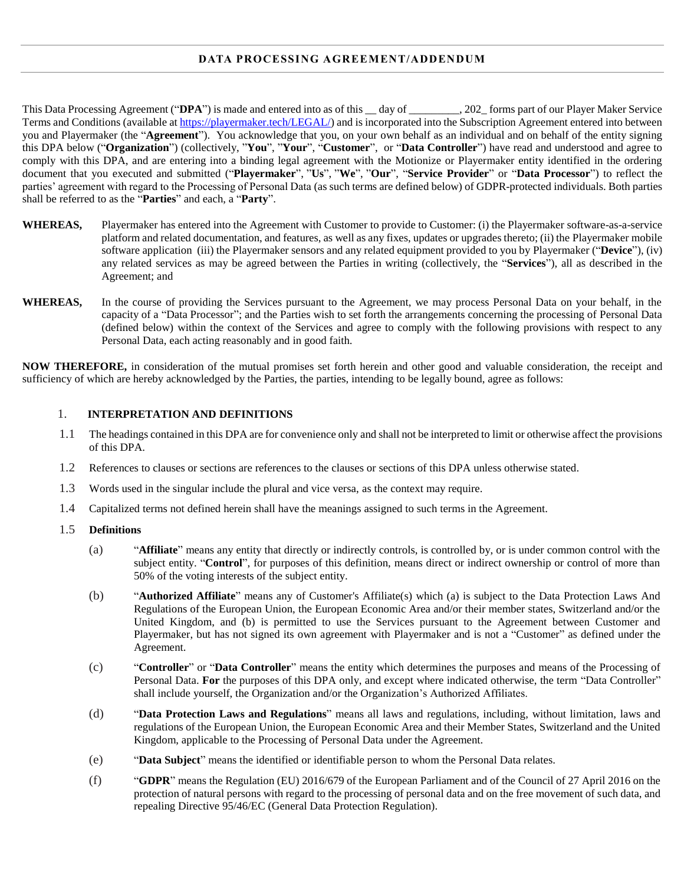# DATA PROCESSING AGREEMENT/ADDENDUM

This Data Processing Agreement ("**DPA**") is made and entered into as of this __ day of _________, 202_ forms part of our Player Maker Service Terms and Conditions (available at https://playermaker.tech/LEGAL/) and is incorporated into the Subscription Agreement entered into between you and Playermaker (the "**Agreement**"). You acknowledge that you, on your own behalf as an individual and on behalf of the entity signing this DPA below ("**Organization**") (collectively, "**You**", "**Your**", "**Customer**", or "**Data Controller**") have read and understood and agree to comply with this DPA, and are entering into a binding legal agreement with the Motionize or Playermaker entity identified in the ordering document that you executed and submitted ("**Playermaker**", "**Us**", "**We**", "**Our**", "**Service Provider**" or "**Data Processor**") to reflect the parties' agreement with regard to the Processing of Personal Data (as such terms are defined below) of GDPR-protected individuals. Both parties shall be referred to as the "**Parties**" and each, a "**Party**".

**WHEREAS,** Playermaker has entered into the Agreement with Customer to provide to Customer: (i) the Playermaker software-as-a-service platform and related documentation, and features, as well as any fixes, updates or upgrades thereto; (ii) the Playermaker mobile software application (iii) the Playermaker sensors and any related equipment provided to you by Playermaker ("**Device**"), (iv) any related services as may be agreed between the Parties in writing (collectively, the "**Services**"), all as described in the Agreement; and

**WHEREAS,** In the course of providing the Services pursuant to the Agreement, we may process Personal Data on your behalf, in the capacity of a "Data Processor"; and the Parties wish to set forth the arrangements concerning the processing of Personal Data (defined below) within the context of the Services and agree to comply with the following provisions with respect to any Personal Data, each acting reasonably and in good faith.

**NOW THEREFORE,** in consideration of the mutual promises set forth herein and other good and valuable consideration, the receipt and sufficiency of which are hereby acknowledged by the Parties, the parties, intending to be legally bound, agree as follows:

## 1. INTERPRETATION AND DEFINITIONS

1.1 The headings contained in this DPA are for convenience only and shall not be interpreted to limit or otherwise affect the provisions of this DPA.

1.2 References to clauses or sections are references to the clauses or sections of this DPA unless otherwise stated.

1.3 Words used in the singular include the plural and vice versa, as the context may require.

1.4 Capitalized terms not defined herein shall have the meanings assigned to such terms in the Agreement.

1.5 **Definitions**

(a) "**Affiliate**" means any entity that directly or indirectly controls, is controlled by, or is under common control with the subject entity. "**Control**", for purposes of this definition, means direct or indirect ownership or control of more than 50% of the voting interests of the subject entity.

(b) "**Authorized Affiliate**" means any of Customer's Affiliate(s) which (a) is subject to the Data Protection Laws And Regulations of the European Union, the European Economic Area and/or their member states, Switzerland and/or the United Kingdom, and (b) is permitted to use the Services pursuant to the Agreement between Customer and Playermaker, but has not signed its own agreement with Playermaker and is not a "Customer" as defined under the Agreement.

(c) "**Controller**" or "**Data Controller**" means the entity which determines the purposes and means of the Processing of Personal Data. **For** the purposes of this DPA only, and except where indicated otherwise, the term "Data Controller" shall include yourself, the Organization and/or the Organization's Authorized Affiliates.

(d) "**Data Protection Laws and Regulations**" means all laws and regulations, including, without limitation, laws and regulations of the European Union, the European Economic Area and their Member States, Switzerland and the United Kingdom, applicable to the Processing of Personal Data under the Agreement.

(e) "**Data Subject**" means the identified or identifiable person to whom the Personal Data relates.

(f) "**GDPR**" means the Regulation (EU) 2016/679 of the European Parliament and of the Council of 27 April 2016 on the protection of natural persons with regard to the processing of personal data and on the free movement of such data, and repealing Directive 95/46/EC (General Data Protection Regulation).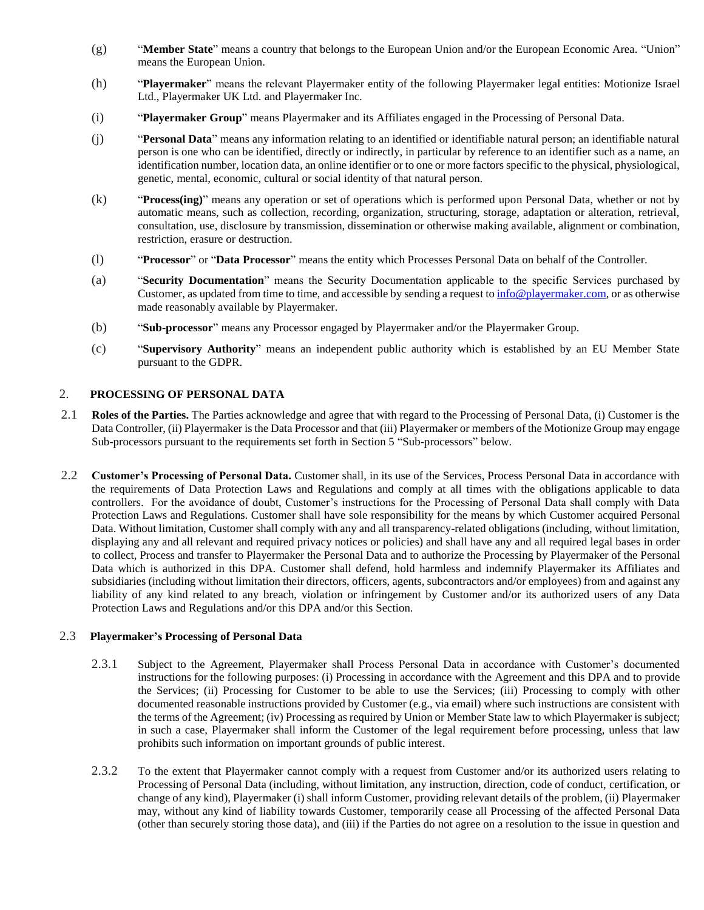(g) "**Member State**" means a country that belongs to the European Union and/or the European Economic Area. "Union" means the European Union.

(h) "**Playermaker**" means the relevant Playermaker entity of the following Playermaker legal entities: Motionize Israel Ltd., Playermaker UK Ltd. and Playermaker Inc.

(i) "**Playermaker Group**" means Playermaker and its Affiliates engaged in the Processing of Personal Data.

(j) "**Personal Data**" means any information relating to an identified or identifiable natural person; an identifiable natural person is one who can be identified, directly or indirectly, in particular by reference to an identifier such as a name, an identification number, location data, an online identifier or to one or more factors specific to the physical, physiological, genetic, mental, economic, cultural or social identity of that natural person.

(k) "**Process(ing)**" means any operation or set of operations which is performed upon Personal Data, whether or not by automatic means, such as collection, recording, organization, structuring, storage, adaptation or alteration, retrieval, consultation, use, disclosure by transmission, dissemination or otherwise making available, alignment or combination, restriction, erasure or destruction.

(l) "**Processor**" or "**Data Processor**" means the entity which Processes Personal Data on behalf of the Controller.

(a) "**Security Documentation**" means the Security Documentation applicable to the specific Services purchased by Customer, as updated from time to time, and accessible by sending a request to info@playermaker.com, or as otherwise made reasonably available by Playermaker.

(b) "**Sub-processor**" means any Processor engaged by Playermaker and/or the Playermaker Group.

(c) "**Supervisory Authority**" means an independent public authority which is established by an EU Member State pursuant to the GDPR.

## 2. PROCESSING OF PERSONAL DATA

2.1 **Roles of the Parties.** The Parties acknowledge and agree that with regard to the Processing of Personal Data, (i) Customer is the Data Controller, (ii) Playermaker is the Data Processor and that (iii) Playermaker or members of the Motionize Group may engage Sub-processors pursuant to the requirements set forth in Section 5 "Sub-processors" below.

2.2 **Customer's Processing of Personal Data.** Customer shall, in its use of the Services, Process Personal Data in accordance with the requirements of Data Protection Laws and Regulations and comply at all times with the obligations applicable to data controllers. For the avoidance of doubt, Customer's instructions for the Processing of Personal Data shall comply with Data Protection Laws and Regulations. Customer shall have sole responsibility for the means by which Customer acquired Personal Data. Without limitation, Customer shall comply with any and all transparency-related obligations (including, without limitation, displaying any and all relevant and required privacy notices or policies) and shall have any and all required legal bases in order to collect, Process and transfer to Playermaker the Personal Data and to authorize the Processing by Playermaker of the Personal Data which is authorized in this DPA. Customer shall defend, hold harmless and indemnify Playermaker its Affiliates and subsidiaries (including without limitation their directors, officers, agents, subcontractors and/or employees) from and against any liability of any kind related to any breach, violation or infringement by Customer and/or its authorized users of any Data Protection Laws and Regulations and/or this DPA and/or this Section.

### 2.3 Playermaker's Processing of Personal Data

2.3.1 Subject to the Agreement, Playermaker shall Process Personal Data in accordance with Customer's documented instructions for the following purposes: (i) Processing in accordance with the Agreement and this DPA and to provide the Services; (ii) Processing for Customer to be able to use the Services; (iii) Processing to comply with other documented reasonable instructions provided by Customer (e.g., via email) where such instructions are consistent with the terms of the Agreement; (iv) Processing as required by Union or Member State law to which Playermaker is subject; in such a case, Playermaker shall inform the Customer of the legal requirement before processing, unless that law prohibits such information on important grounds of public interest.

2.3.2 To the extent that Playermaker cannot comply with a request from Customer and/or its authorized users relating to Processing of Personal Data (including, without limitation, any instruction, direction, code of conduct, certification, or change of any kind), Playermaker (i) shall inform Customer, providing relevant details of the problem, (ii) Playermaker may, without any kind of liability towards Customer, temporarily cease all Processing of the affected Personal Data (other than securely storing those data), and (iii) if the Parties do not agree on a resolution to the issue in question and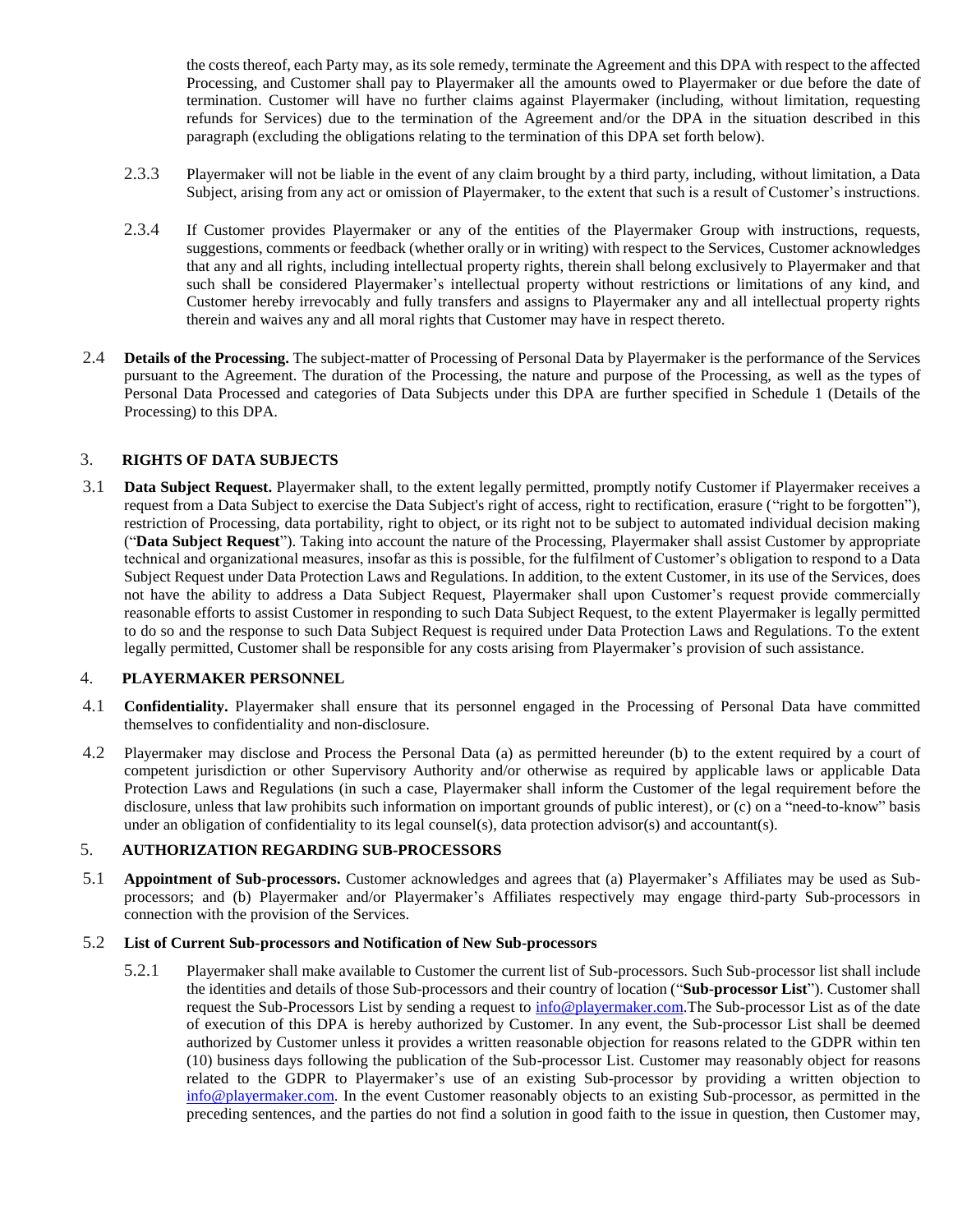the costs thereof, each Party may, as its sole remedy, terminate the Agreement and this DPA with respect to the affected Processing, and Customer shall pay to Playermaker all the amounts owed to Playermaker or due before the date of termination. Customer will have no further claims against Playermaker (including, without limitation, requesting refunds for Services) due to the termination of the Agreement and/or the DPA in the situation described in this paragraph (excluding the obligations relating to the termination of this DPA set forth below).

2.3.3 Playermaker will not be liable in the event of any claim brought by a third party, including, without limitation, a Data Subject, arising from any act or omission of Playermaker, to the extent that such is a result of Customer's instructions.

2.3.4 If Customer provides Playermaker or any of the entities of the Playermaker Group with instructions, requests, suggestions, comments or feedback (whether orally or in writing) with respect to the Services, Customer acknowledges that any and all rights, including intellectual property rights, therein shall belong exclusively to Playermaker and that such shall be considered Playermaker's intellectual property without restrictions or limitations of any kind, and Customer hereby irrevocably and fully transfers and assigns to Playermaker any and all intellectual property rights therein and waives any and all moral rights that Customer may have in respect thereto.

2.4 **Details of the Processing.** The subject-matter of Processing of Personal Data by Playermaker is the performance of the Services pursuant to the Agreement. The duration of the Processing, the nature and purpose of the Processing, as well as the types of Personal Data Processed and categories of Data Subjects under this DPA are further specified in Schedule 1 (Details of the Processing) to this DPA.

## 3. RIGHTS OF DATA SUBJECTS

3.1 **Data Subject Request.** Playermaker shall, to the extent legally permitted, promptly notify Customer if Playermaker receives a request from a Data Subject to exercise the Data Subject's right of access, right to rectification, erasure ("right to be forgotten"), restriction of Processing, data portability, right to object, or its right not to be subject to automated individual decision making ("**Data Subject Request**"). Taking into account the nature of the Processing, Playermaker shall assist Customer by appropriate technical and organizational measures, insofar as this is possible, for the fulfilment of Customer's obligation to respond to a Data Subject Request under Data Protection Laws and Regulations. In addition, to the extent Customer, in its use of the Services, does not have the ability to address a Data Subject Request, Playermaker shall upon Customer's request provide commercially reasonable efforts to assist Customer in responding to such Data Subject Request, to the extent Playermaker is legally permitted to do so and the response to such Data Subject Request is required under Data Protection Laws and Regulations. To the extent legally permitted, Customer shall be responsible for any costs arising from Playermaker's provision of such assistance.

## 4. PLAYERMAKER PERSONNEL

4.1 **Confidentiality.** Playermaker shall ensure that its personnel engaged in the Processing of Personal Data have committed themselves to confidentiality and non-disclosure.

4.2 Playermaker may disclose and Process the Personal Data (a) as permitted hereunder (b) to the extent required by a court of competent jurisdiction or other Supervisory Authority and/or otherwise as required by applicable laws or applicable Data Protection Laws and Regulations (in such a case, Playermaker shall inform the Customer of the legal requirement before the disclosure, unless that law prohibits such information on important grounds of public interest), or (c) on a "need-to-know" basis under an obligation of confidentiality to its legal counsel(s), data protection advisor(s) and accountant(s).

## 5. AUTHORIZATION REGARDING SUB-PROCESSORS

5.1 **Appointment of Sub-processors.** Customer acknowledges and agrees that (a) Playermaker's Affiliates may be used as Sub-processors; and (b) Playermaker and/or Playermaker's Affiliates respectively may engage third-party Sub-processors in connection with the provision of the Services.

5.2 **List of Current Sub-processors and Notification of New Sub-processors**

5.2.1 Playermaker shall make available to Customer the current list of Sub-processors. Such Sub-processor list shall include the identities and details of those Sub-processors and their country of location ("**Sub-processor List**"). Customer shall request the Sub-Processors List by sending a request to info@playermaker.com.The Sub-processor List as of the date of execution of this DPA is hereby authorized by Customer. In any event, the Sub-processor List shall be deemed authorized by Customer unless it provides a written reasonable objection for reasons related to the GDPR within ten (10) business days following the publication of the Sub-processor List. Customer may reasonably object for reasons related to the GDPR to Playermaker's use of an existing Sub-processor by providing a written objection to info@playermaker.com. In the event Customer reasonably objects to an existing Sub-processor, as permitted in the preceding sentences, and the parties do not find a solution in good faith to the issue in question, then Customer may,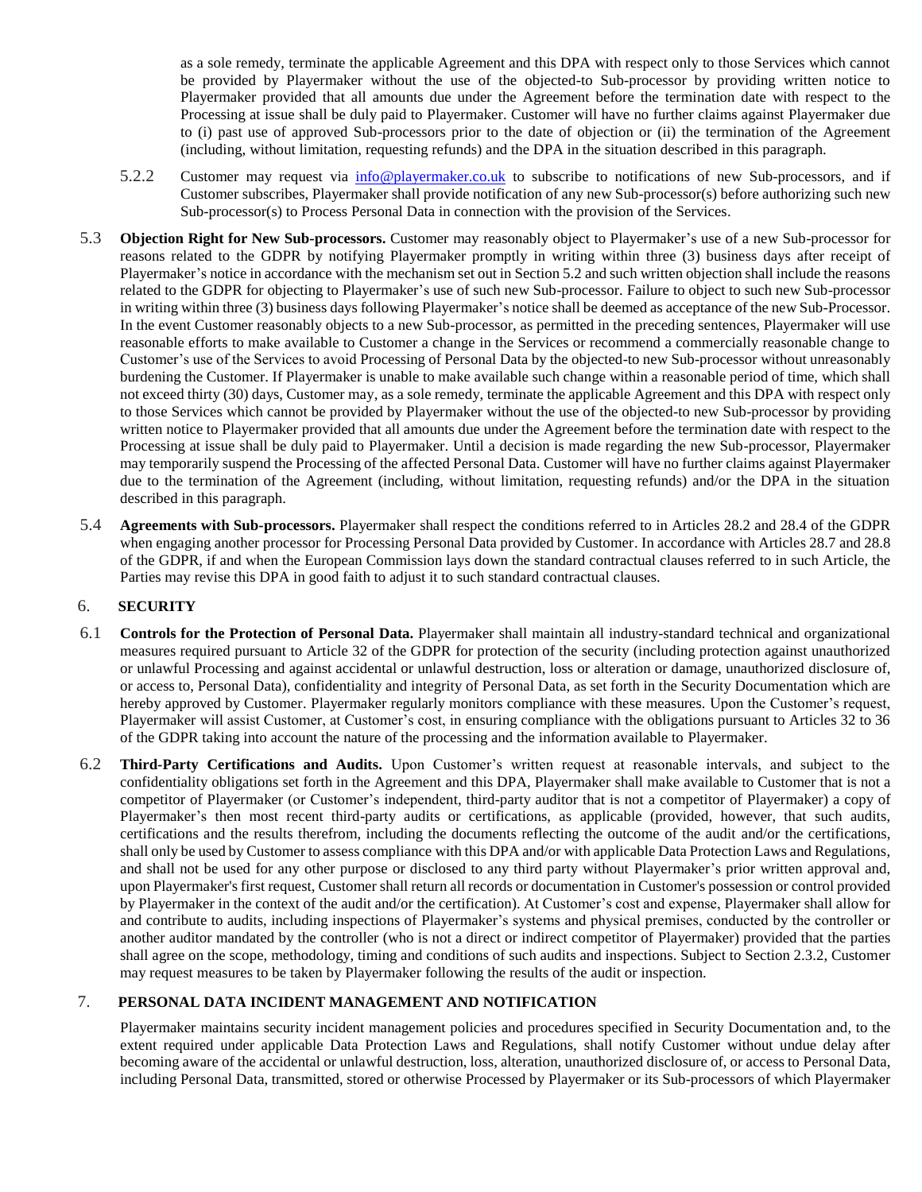as a sole remedy, terminate the applicable Agreement and this DPA with respect only to those Services which cannot be provided by Playermaker without the use of the objected-to Sub-processor by providing written notice to Playermaker provided that all amounts due under the Agreement before the termination date with respect to the Processing at issue shall be duly paid to Playermaker. Customer will have no further claims against Playermaker due to (i) past use of approved Sub-processors prior to the date of objection or (ii) the termination of the Agreement (including, without limitation, requesting refunds) and the DPA in the situation described in this paragraph.

5.2.2 Customer may request via info@playermaker.co.uk to subscribe to notifications of new Sub-processors, and if Customer subscribes, Playermaker shall provide notification of any new Sub-processor(s) before authorizing such new Sub-processor(s) to Process Personal Data in connection with the provision of the Services.

5.3 **Objection Right for New Sub-processors.** Customer may reasonably object to Playermaker's use of a new Sub-processor for reasons related to the GDPR by notifying Playermaker promptly in writing within three (3) business days after receipt of Playermaker's notice in accordance with the mechanism set out in Section 5.2 and such written objection shall include the reasons related to the GDPR for objecting to Playermaker's use of such new Sub-processor. Failure to object to such new Sub-processor in writing within three (3) business days following Playermaker's notice shall be deemed as acceptance of the new Sub-Processor. In the event Customer reasonably objects to a new Sub-processor, as permitted in the preceding sentences, Playermaker will use reasonable efforts to make available to Customer a change in the Services or recommend a commercially reasonable change to Customer's use of the Services to avoid Processing of Personal Data by the objected-to new Sub-processor without unreasonably burdening the Customer. If Playermaker is unable to make available such change within a reasonable period of time, which shall not exceed thirty (30) days, Customer may, as a sole remedy, terminate the applicable Agreement and this DPA with respect only to those Services which cannot be provided by Playermaker without the use of the objected-to new Sub-processor by providing written notice to Playermaker provided that all amounts due under the Agreement before the termination date with respect to the Processing at issue shall be duly paid to Playermaker. Until a decision is made regarding the new Sub-processor, Playermaker may temporarily suspend the Processing of the affected Personal Data. Customer will have no further claims against Playermaker due to the termination of the Agreement (including, without limitation, requesting refunds) and/or the DPA in the situation described in this paragraph.

5.4 **Agreements with Sub-processors.** Playermaker shall respect the conditions referred to in Articles 28.2 and 28.4 of the GDPR when engaging another processor for Processing Personal Data provided by Customer. In accordance with Articles 28.7 and 28.8 of the GDPR, if and when the European Commission lays down the standard contractual clauses referred to in such Article, the Parties may revise this DPA in good faith to adjust it to such standard contractual clauses.

## 6. SECURITY

6.1 **Controls for the Protection of Personal Data.** Playermaker shall maintain all industry-standard technical and organizational measures required pursuant to Article 32 of the GDPR for protection of the security (including protection against unauthorized or unlawful Processing and against accidental or unlawful destruction, loss or alteration or damage, unauthorized disclosure of, or access to, Personal Data), confidentiality and integrity of Personal Data, as set forth in the Security Documentation which are hereby approved by Customer. Playermaker regularly monitors compliance with these measures. Upon the Customer's request, Playermaker will assist Customer, at Customer's cost, in ensuring compliance with the obligations pursuant to Articles 32 to 36 of the GDPR taking into account the nature of the processing and the information available to Playermaker.

6.2 **Third-Party Certifications and Audits.** Upon Customer's written request at reasonable intervals, and subject to the confidentiality obligations set forth in the Agreement and this DPA, Playermaker shall make available to Customer that is not a competitor of Playermaker (or Customer's independent, third-party auditor that is not a competitor of Playermaker) a copy of Playermaker's then most recent third-party audits or certifications, as applicable (provided, however, that such audits, certifications and the results therefrom, including the documents reflecting the outcome of the audit and/or the certifications, shall only be used by Customer to assess compliance with this DPA and/or with applicable Data Protection Laws and Regulations, and shall not be used for any other purpose or disclosed to any third party without Playermaker's prior written approval and, upon Playermaker's first request, Customer shall return all records or documentation in Customer's possession or control provided by Playermaker in the context of the audit and/or the certification). At Customer's cost and expense, Playermaker shall allow for and contribute to audits, including inspections of Playermaker's systems and physical premises, conducted by the controller or another auditor mandated by the controller (who is not a direct or indirect competitor of Playermaker) provided that the parties shall agree on the scope, methodology, timing and conditions of such audits and inspections. Subject to Section 2.3.2, Customer may request measures to be taken by Playermaker following the results of the audit or inspection.

## 7. PERSONAL DATA INCIDENT MANAGEMENT AND NOTIFICATION

Playermaker maintains security incident management policies and procedures specified in Security Documentation and, to the extent required under applicable Data Protection Laws and Regulations, shall notify Customer without undue delay after becoming aware of the accidental or unlawful destruction, loss, alteration, unauthorized disclosure of, or access to Personal Data, including Personal Data, transmitted, stored or otherwise Processed by Playermaker or its Sub-processors of which Playermaker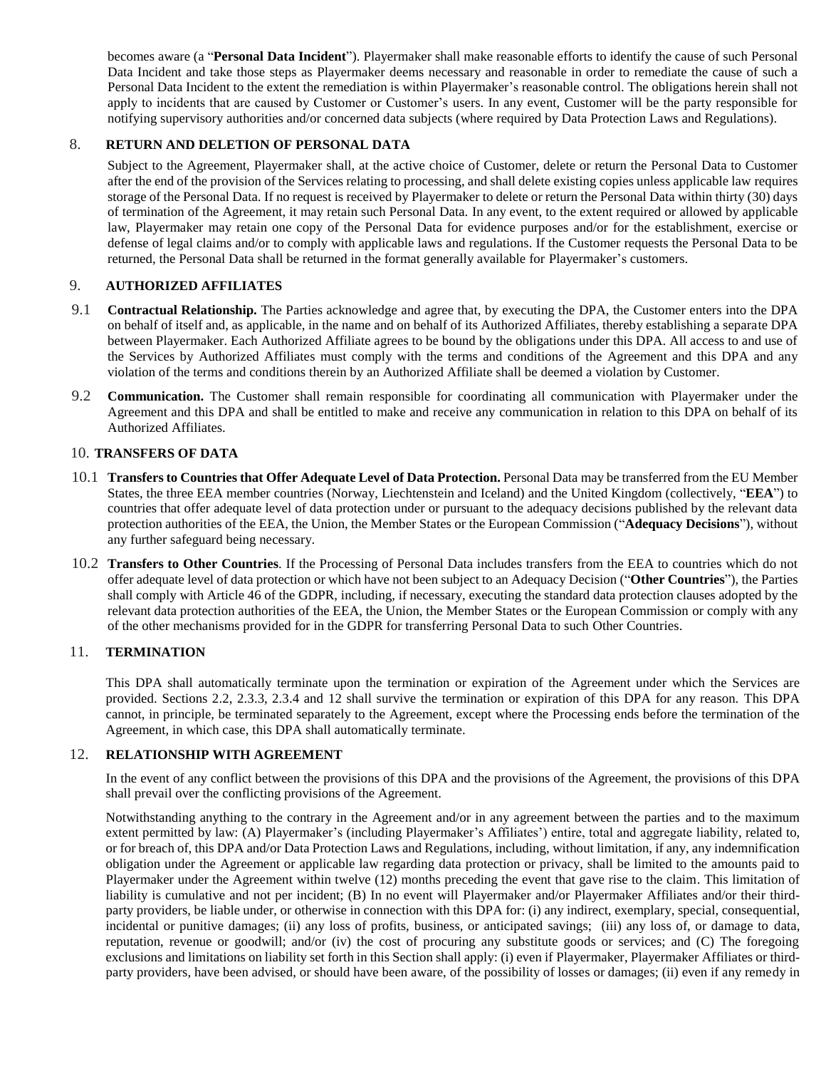becomes aware (a "**Personal Data Incident**"). Playermaker shall make reasonable efforts to identify the cause of such Personal Data Incident and take those steps as Playermaker deems necessary and reasonable in order to remediate the cause of such a Personal Data Incident to the extent the remediation is within Playermaker's reasonable control. The obligations herein shall not apply to incidents that are caused by Customer or Customer's users. In any event, Customer will be the party responsible for notifying supervisory authorities and/or concerned data subjects (where required by Data Protection Laws and Regulations).

## 8. RETURN AND DELETION OF PERSONAL DATA

Subject to the Agreement, Playermaker shall, at the active choice of Customer, delete or return the Personal Data to Customer after the end of the provision of the Services relating to processing, and shall delete existing copies unless applicable law requires storage of the Personal Data. If no request is received by Playermaker to delete or return the Personal Data within thirty (30) days of termination of the Agreement, it may retain such Personal Data. In any event, to the extent required or allowed by applicable law, Playermaker may retain one copy of the Personal Data for evidence purposes and/or for the establishment, exercise or defense of legal claims and/or to comply with applicable laws and regulations. If the Customer requests the Personal Data to be returned, the Personal Data shall be returned in the format generally available for Playermaker's customers.

## 9. AUTHORIZED AFFILIATES

9.1 **Contractual Relationship.** The Parties acknowledge and agree that, by executing the DPA, the Customer enters into the DPA on behalf of itself and, as applicable, in the name and on behalf of its Authorized Affiliates, thereby establishing a separate DPA between Playermaker. Each Authorized Affiliate agrees to be bound by the obligations under this DPA. All access to and use of the Services by Authorized Affiliates must comply with the terms and conditions of the Agreement and this DPA and any violation of the terms and conditions therein by an Authorized Affiliate shall be deemed a violation by Customer.

9.2 **Communication.** The Customer shall remain responsible for coordinating all communication with Playermaker under the Agreement and this DPA and shall be entitled to make and receive any communication in relation to this DPA on behalf of its Authorized Affiliates.

## 10. TRANSFERS OF DATA

10.1 **Transfers to Countries that Offer Adequate Level of Data Protection.** Personal Data may be transferred from the EU Member States, the three EEA member countries (Norway, Liechtenstein and Iceland) and the United Kingdom (collectively, "**EEA**") to countries that offer adequate level of data protection under or pursuant to the adequacy decisions published by the relevant data protection authorities of the EEA, the Union, the Member States or the European Commission ("**Adequacy Decisions**"), without any further safeguard being necessary.

10.2 **Transfers to Other Countries**. If the Processing of Personal Data includes transfers from the EEA to countries which do not offer adequate level of data protection or which have not been subject to an Adequacy Decision ("**Other Countries**"), the Parties shall comply with Article 46 of the GDPR, including, if necessary, executing the standard data protection clauses adopted by the relevant data protection authorities of the EEA, the Union, the Member States or the European Commission or comply with any of the other mechanisms provided for in the GDPR for transferring Personal Data to such Other Countries.

## 11. TERMINATION

This DPA shall automatically terminate upon the termination or expiration of the Agreement under which the Services are provided. Sections 2.2, 2.3.3, 2.3.4 and 12 shall survive the termination or expiration of this DPA for any reason. This DPA cannot, in principle, be terminated separately to the Agreement, except where the Processing ends before the termination of the Agreement, in which case, this DPA shall automatically terminate.

## 12. RELATIONSHIP WITH AGREEMENT

In the event of any conflict between the provisions of this DPA and the provisions of the Agreement, the provisions of this DPA shall prevail over the conflicting provisions of the Agreement.

Notwithstanding anything to the contrary in the Agreement and/or in any agreement between the parties and to the maximum extent permitted by law: (A) Playermaker's (including Playermaker's Affiliates') entire, total and aggregate liability, related to, or for breach of, this DPA and/or Data Protection Laws and Regulations, including, without limitation, if any, any indemnification obligation under the Agreement or applicable law regarding data protection or privacy, shall be limited to the amounts paid to Playermaker under the Agreement within twelve (12) months preceding the event that gave rise to the claim. This limitation of liability is cumulative and not per incident; (B) In no event will Playermaker and/or Playermaker Affiliates and/or their third-party providers, be liable under, or otherwise in connection with this DPA for: (i) any indirect, exemplary, special, consequential, incidental or punitive damages; (ii) any loss of profits, business, or anticipated savings; (iii) any loss of, or damage to data, reputation, revenue or goodwill; and/or (iv) the cost of procuring any substitute goods or services; and (C) The foregoing exclusions and limitations on liability set forth in this Section shall apply: (i) even if Playermaker, Playermaker Affiliates or third-party providers, have been advised, or should have been aware, of the possibility of losses or damages; (ii) even if any remedy in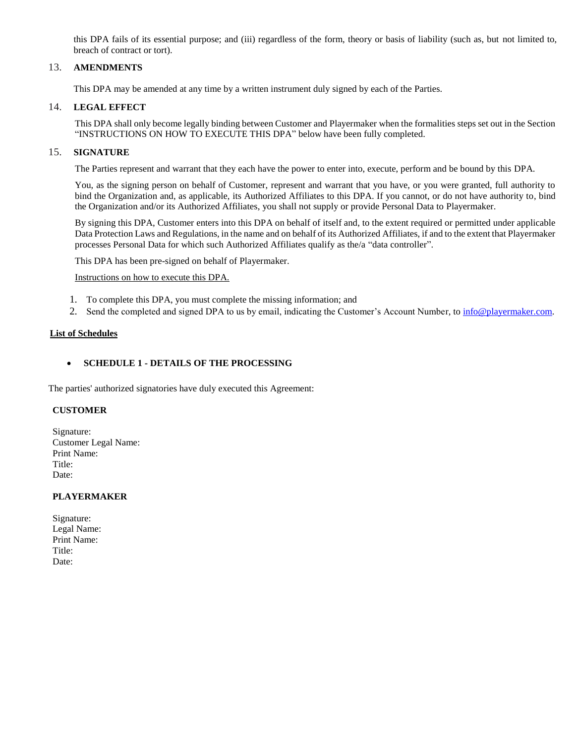this DPA fails of its essential purpose; and (iii) regardless of the form, theory or basis of liability (such as, but not limited to, breach of contract or tort).

## 13. AMENDMENTS

This DPA may be amended at any time by a written instrument duly signed by each of the Parties.

## 14. LEGAL EFFECT

This DPA shall only become legally binding between Customer and Playermaker when the formalities steps set out in the Section "INSTRUCTIONS ON HOW TO EXECUTE THIS DPA" below have been fully completed.

## 15. SIGNATURE

The Parties represent and warrant that they each have the power to enter into, execute, perform and be bound by this DPA.

You, as the signing person on behalf of Customer, represent and warrant that you have, or you were granted, full authority to bind the Organization and, as applicable, its Authorized Affiliates to this DPA. If you cannot, or do not have authority to, bind the Organization and/or its Authorized Affiliates, you shall not supply or provide Personal Data to Playermaker.

By signing this DPA, Customer enters into this DPA on behalf of itself and, to the extent required or permitted under applicable Data Protection Laws and Regulations, in the name and on behalf of its Authorized Affiliates, if and to the extent that Playermaker processes Personal Data for which such Authorized Affiliates qualify as the/a "data controller".

This DPA has been pre-signed on behalf of Playermaker.

Instructions on how to execute this DPA.

1. To complete this DPA, you must complete the missing information; and
2. Send the completed and signed DPA to us by email, indicating the Customer's Account Number, to info@playermaker.com.

**List of Schedules**

- **SCHEDULE 1 - DETAILS OF THE PROCESSING**

The parties' authorized signatories have duly executed this Agreement:

**CUSTOMER**

Signature:
Customer Legal Name:
Print Name:
Title:
Date:

**PLAYERMAKER**

Signature:
Legal Name:
Print Name:
Title:
Date: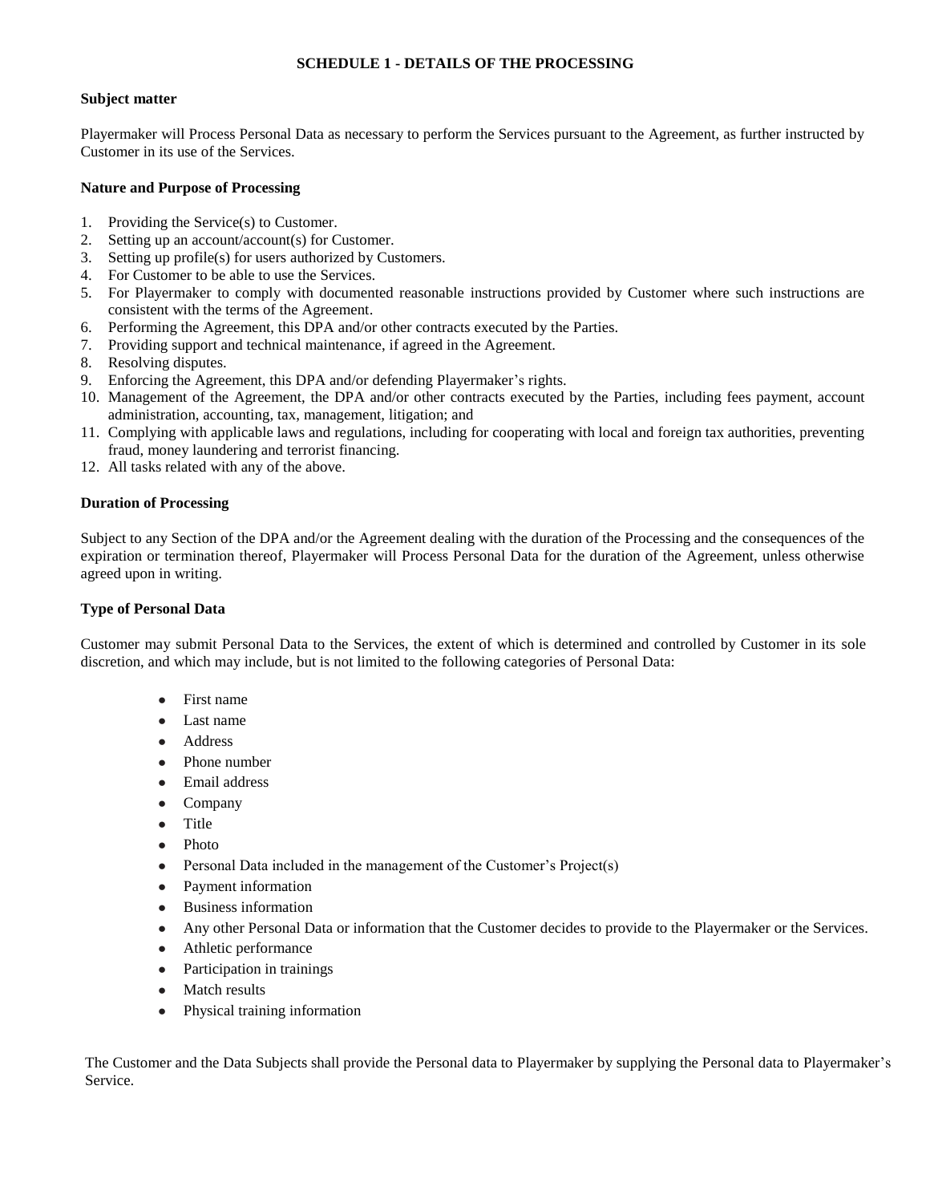# SCHEDULE 1 - DETAILS OF THE PROCESSING

**Subject matter**

Playermaker will Process Personal Data as necessary to perform the Services pursuant to the Agreement, as further instructed by Customer in its use of the Services.

**Nature and Purpose of Processing**

1. Providing the Service(s) to Customer.
2. Setting up an account/account(s) for Customer.
3. Setting up profile(s) for users authorized by Customers.
4. For Customer to be able to use the Services.
5. For Playermaker to comply with documented reasonable instructions provided by Customer where such instructions are consistent with the terms of the Agreement.
6. Performing the Agreement, this DPA and/or other contracts executed by the Parties.
7. Providing support and technical maintenance, if agreed in the Agreement.
8. Resolving disputes.
9. Enforcing the Agreement, this DPA and/or defending Playermaker's rights.
10. Management of the Agreement, the DPA and/or other contracts executed by the Parties, including fees payment, account administration, accounting, tax, management, litigation; and
11. Complying with applicable laws and regulations, including for cooperating with local and foreign tax authorities, preventing fraud, money laundering and terrorist financing.
12. All tasks related with any of the above.

**Duration of Processing**

Subject to any Section of the DPA and/or the Agreement dealing with the duration of the Processing and the consequences of the expiration or termination thereof, Playermaker will Process Personal Data for the duration of the Agreement, unless otherwise agreed upon in writing.

**Type of Personal Data**

Customer may submit Personal Data to the Services, the extent of which is determined and controlled by Customer in its sole discretion, and which may include, but is not limited to the following categories of Personal Data:

- First name
- Last name
- Address
- Phone number
- Email address
- Company
- Title
- Photo
- Personal Data included in the management of the Customer's Project(s)
- Payment information
- Business information
- Any other Personal Data or information that the Customer decides to provide to the Playermaker or the Services.
- Athletic performance
- Participation in trainings
- Match results
- Physical training information

The Customer and the Data Subjects shall provide the Personal data to Playermaker by supplying the Personal data to Playermaker's Service.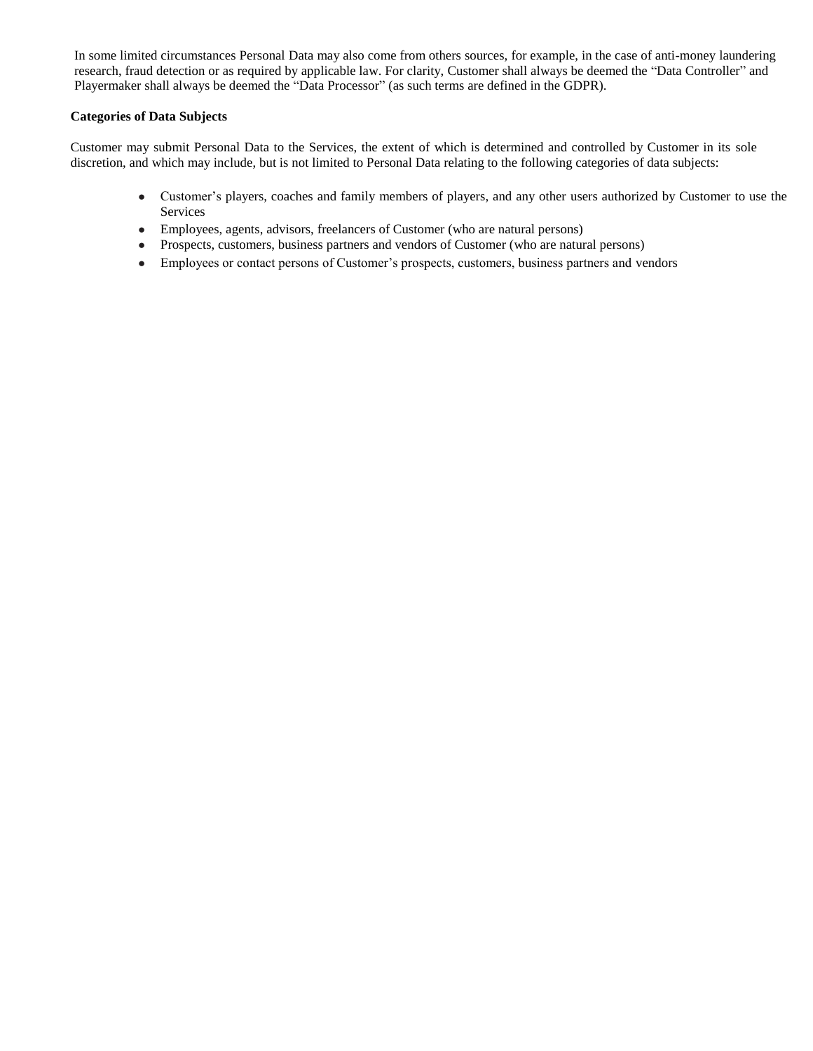In some limited circumstances Personal Data may also come from others sources, for example, in the case of anti-money laundering research, fraud detection or as required by applicable law. For clarity, Customer shall always be deemed the "Data Controller" and Playermaker shall always be deemed the "Data Processor" (as such terms are defined in the GDPR).

**Categories of Data Subjects**

Customer may submit Personal Data to the Services, the extent of which is determined and controlled by Customer in its sole discretion, and which may include, but is not limited to Personal Data relating to the following categories of data subjects:

- Customer's players, coaches and family members of players, and any other users authorized by Customer to use the Services
- Employees, agents, advisors, freelancers of Customer (who are natural persons)
- Prospects, customers, business partners and vendors of Customer (who are natural persons)
- Employees or contact persons of Customer's prospects, customers, business partners and vendors